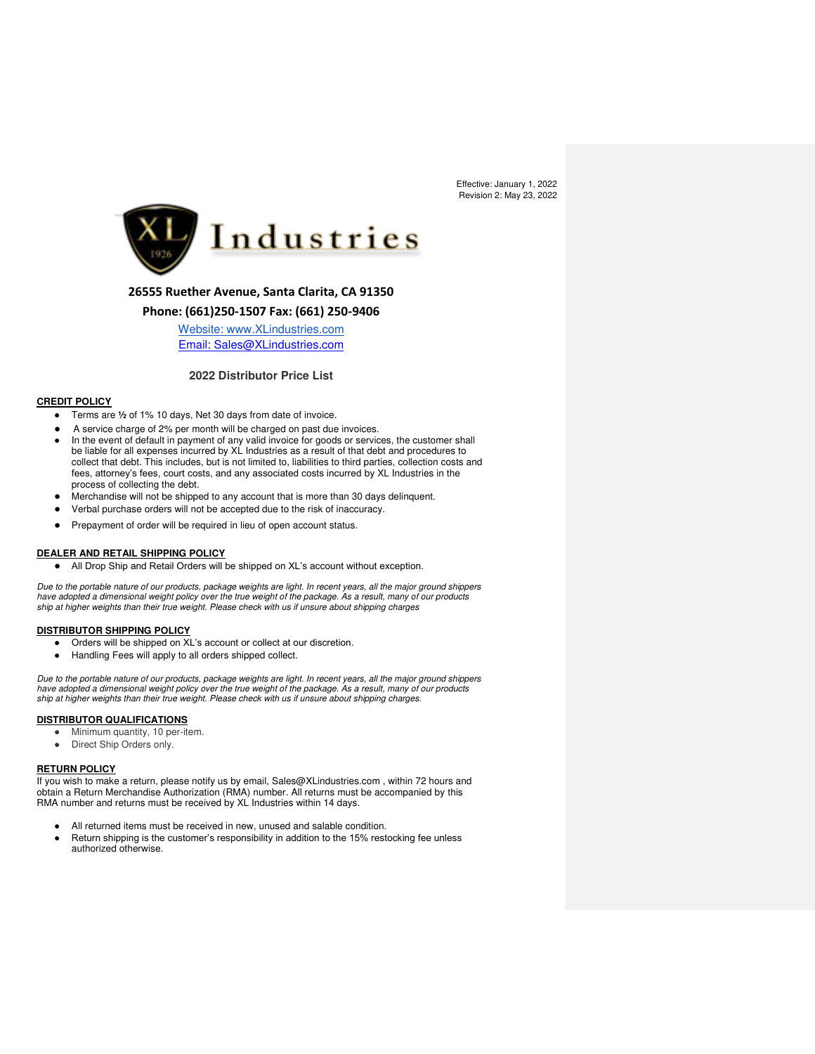Effective: January 1, 2022
Revision 2: May 23, 2022

XL Industries

**26555 Ruether Avenue, Santa Clarita, CA 91350**

**Phone: (661)250-1507 Fax: (661) 250-9406**

Website: www.XLindustries.com

Email: Sales@XLindustries.com

## 2022 Distributor Price List

### CREDIT POLICY

- Terms are ½ of 1% 10 days, Net 30 days from date of invoice.
- A service charge of 2% per month will be charged on past due invoices.
- In the event of default in payment of any valid invoice for goods or services, the customer shall be liable for all expenses incurred by XL Industries as a result of that debt and procedures to collect that debt. This includes, but is not limited to, liabilities to third parties, collection costs and fees, attorney's fees, court costs, and any associated costs incurred by XL Industries in the process of collecting the debt.
- Merchandise will not be shipped to any account that is more than 30 days delinquent.
- Verbal purchase orders will not be accepted due to the risk of inaccuracy.
- Prepayment of order will be required in lieu of open account status.

### DEALER AND RETAIL SHIPPING POLICY

- All Drop Ship and Retail Orders will be shipped on XL's account without exception.

*Due to the portable nature of our products, package weights are light. In recent years, all the major ground shippers have adopted a dimensional weight policy over the true weight of the package. As a result, many of our products ship at higher weights than their true weight. Please check with us if unsure about shipping charges*

### DISTRIBUTOR SHIPPING POLICY

- Orders will be shipped on XL's account or collect at our discretion.
- Handling Fees will apply to all orders shipped collect.

*Due to the portable nature of our products, package weights are light. In recent years, all the major ground shippers have adopted a dimensional weight policy over the true weight of the package. As a result, many of our products ship at higher weights than their true weight. Please check with us if unsure about shipping charges.*

### DISTRIBUTOR QUALIFICATIONS

- Minimum quantity, 10 per-item.
- Direct Ship Orders only.

### RETURN POLICY

If you wish to make a return, please notify us by email, Sales@XLindustries.com , within 72 hours and obtain a Return Merchandise Authorization (RMA) number. All returns must be accompanied by this RMA number and returns must be received by XL Industries within 14 days.

- All returned items must be received in new, unused and salable condition.
- Return shipping is the customer's responsibility in addition to the 15% restocking fee unless authorized otherwise.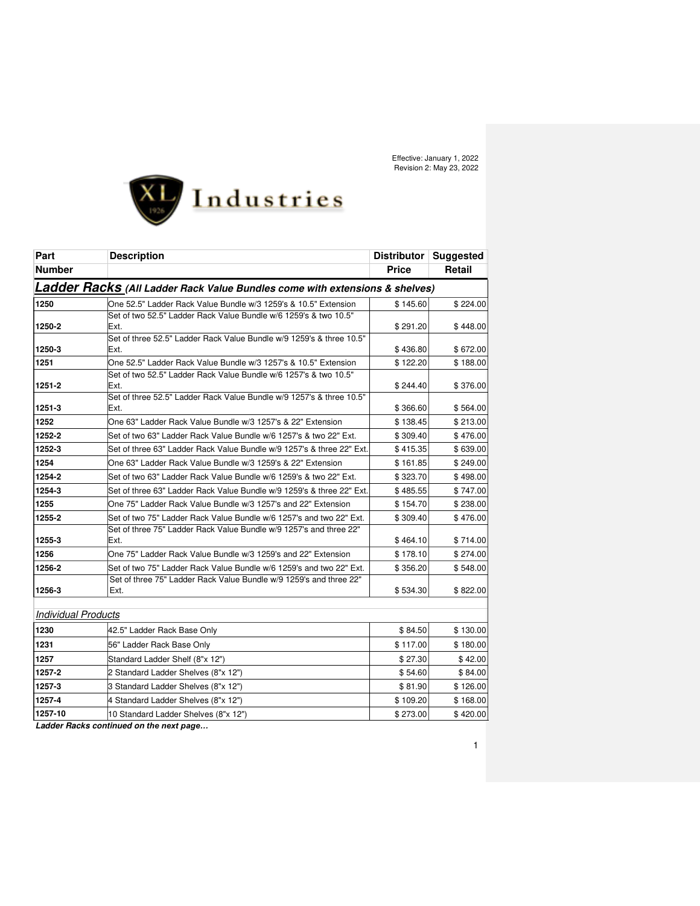Effective: January 1, 2022
Revision 2: May 23, 2022

XL Industries

| Part Number | Description | Distributor Price | Suggested Retail |
|---|---|---|---|
| ***Ladder Racks*** *(All Ladder Rack Value Bundles come with extensions & shelves)* | | | |
| **1250** | One 52.5" Ladder Rack Value Bundle w/3 1259's & 10.5" Extension | $ 145.60 | $ 224.00 |
| **1250-2** | Set of two 52.5" Ladder Rack Value Bundle w/6 1259's & two 10.5" Ext. | $ 291.20 | $ 448.00 |
| **1250-3** | Set of three 52.5" Ladder Rack Value Bundle w/9 1259's & three 10.5" Ext. | $ 436.80 | $ 672.00 |
| **1251** | One 52.5" Ladder Rack Value Bundle w/3 1257's & 10.5" Extension | $ 122.20 | $ 188.00 |
| **1251-2** | Set of two 52.5" Ladder Rack Value Bundle w/6 1257's & two 10.5" Ext. | $ 244.40 | $ 376.00 |
| **1251-3** | Set of three 52.5" Ladder Rack Value Bundle w/9 1257's & three 10.5" Ext. | $ 366.60 | $ 564.00 |
| **1252** | One 63" Ladder Rack Value Bundle w/3 1257's & 22" Extension | $ 138.45 | $ 213.00 |
| **1252-2** | Set of two 63" Ladder Rack Value Bundle w/6 1257's & two 22" Ext. | $ 309.40 | $ 476.00 |
| **1252-3** | Set of three 63" Ladder Rack Value Bundle w/9 1257's & three 22" Ext. | $ 415.35 | $ 639.00 |
| **1254** | One 63" Ladder Rack Value Bundle w/3 1259's & 22" Extension | $ 161.85 | $ 249.00 |
| **1254-2** | Set of two 63" Ladder Rack Value Bundle w/6 1259's & two 22" Ext. | $ 323.70 | $ 498.00 |
| **1254-3** | Set of three 63" Ladder Rack Value Bundle w/9 1259's & three 22" Ext. | $ 485.55 | $ 747.00 |
| **1255** | One 75" Ladder Rack Value Bundle w/3 1257's and 22" Extension | $ 154.70 | $ 238.00 |
| **1255-2** | Set of two 75" Ladder Rack Value Bundle w/6 1257's and two 22" Ext. | $ 309.40 | $ 476.00 |
| **1255-3** | Set of three 75" Ladder Rack Value Bundle w/9 1257's and three 22" Ext. | $ 464.10 | $ 714.00 |
| **1256** | One 75" Ladder Rack Value Bundle w/3 1259's and 22" Extension | $ 178.10 | $ 274.00 |
| **1256-2** | Set of two 75" Ladder Rack Value Bundle w/6 1259's and two 22" Ext. | $ 356.20 | $ 548.00 |
| **1256-3** | Set of three 75" Ladder Rack Value Bundle w/9 1259's and three 22" Ext. | $ 534.30 | $ 822.00 |
| *Individual Products* | | | |
| **1230** | 42.5" Ladder Rack Base Only | $ 84.50 | $ 130.00 |
| **1231** | 56" Ladder Rack Base Only | $ 117.00 | $ 180.00 |
| **1257** | Standard Ladder Shelf (8"x 12") | $ 27.30 | $ 42.00 |
| **1257-2** | 2 Standard Ladder Shelves (8"x 12") | $ 54.60 | $ 84.00 |
| **1257-3** | 3 Standard Ladder Shelves (8"x 12") | $ 81.90 | $ 126.00 |
| **1257-4** | 4 Standard Ladder Shelves (8"x 12") | $ 109.20 | $ 168.00 |
| **1257-10** | 10 Standard Ladder Shelves (8"x 12") | $ 273.00 | $ 420.00 |

***Ladder Racks continued on the next page…***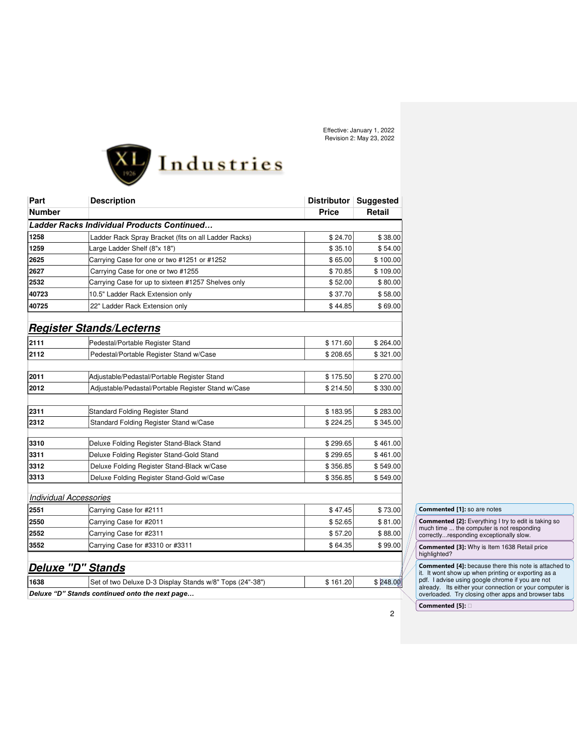Effective: January 1, 2022
Revision 2: May 23, 2022

XL Industries

| Part Number | Description | Distributor Price | Suggested Retail |
|---|---|---|---|
| ***Ladder Racks Individual Products Continued…*** | | | |
| **1258** | Ladder Rack Spray Bracket (fits on all Ladder Racks) | $ 24.70 | $ 38.00 |
| **1259** | Large Ladder Shelf (8"x 18") | $ 35.10 | $ 54.00 |
| **2625** | Carrying Case for one or two #1251 or #1252 | $ 65.00 | $ 100.00 |
| **2627** | Carrying Case for one or two #1255 | $ 70.85 | $ 109.00 |
| **2532** | Carrying Case for up to sixteen #1257 Shelves only | $ 52.00 | $ 80.00 |
| **40723** | 10.5" Ladder Rack Extension only | $ 37.70 | $ 58.00 |
| **40725** | 22" Ladder Rack Extension only | $ 44.85 | $ 69.00 |

## *Register Stands/Lecterns*

| Part Number | Description | Distributor Price | Suggested Retail |
|---|---|---|---|
| **2111** | Pedestal/Portable Register Stand | $ 171.60 | $ 264.00 |
| **2112** | Pedestal/Portable Register Stand w/Case | $ 208.65 | $ 321.00 |
| | | | |
| **2011** | Adjustable/Pedastal/Portable Register Stand | $ 175.50 | $ 270.00 |
| **2012** | Adjustable/Pedastal/Portable Register Stand w/Case | $ 214.50 | $ 330.00 |
| | | | |
| **2311** | Standard Folding Register Stand | $ 183.95 | $ 283.00 |
| **2312** | Standard Folding Register Stand w/Case | $ 224.25 | $ 345.00 |
| | | | |
| **3310** | Deluxe Folding Register Stand-Black Stand | $ 299.65 | $ 461.00 |
| **3311** | Deluxe Folding Register Stand-Gold Stand | $ 299.65 | $ 461.00 |
| **3312** | Deluxe Folding Register Stand-Black w/Case | $ 356.85 | $ 549.00 |
| **3313** | Deluxe Folding Register Stand-Gold w/Case | $ 356.85 | $ 549.00 |
| *Individual Accessories* | | | |
| **2551** | Carrying Case for #2111 | $ 47.45 | $ 73.00 |
| **2550** | Carrying Case for #2011 | $ 52.65 | $ 81.00 |
| **2552** | Carrying Case for #2311 | $ 57.20 | $ 88.00 |
| **3552** | Carrying Case for #3310 or #3311 | $ 64.35 | $ 99.00 |

## *Deluxe "D" Stands*

| Part Number | Description | Distributor Price | Suggested Retail |
|---|---|---|---|
| **1638** | Set of two Deluxe D-3 Display Stands w/8" Tops (24"-38") | $ 161.20 | $ 248.00 |
| ***Deluxe "D" Stands continued onto the next page…*** | | | |

**Commented [1]:** so are notes

**Commented [2]:** Everything I try to edit is taking so much time ... the computer is not responding correctly...responding exceptionally slow.

**Commented [3]:** Why is Item 1638 Retail price highlighted?

**Commented [4]:** because there this note is attached to it. It wont show up when printing or exporting as a pdf. I advise using google chrome if you are not already. Its either your connection or your computer is overloaded. Try closing other apps and browser tabs

**Commented [5]:**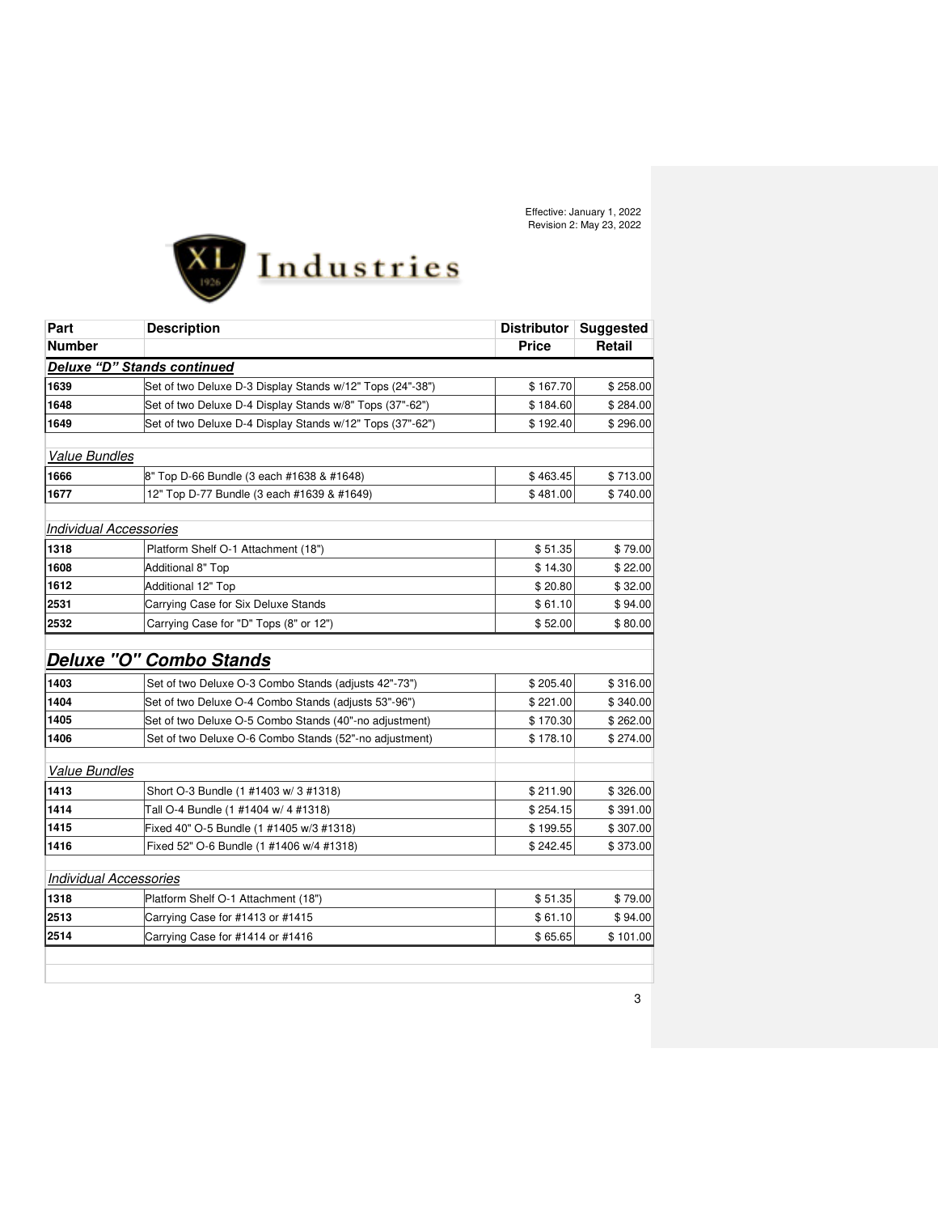Effective: January 1, 2022
Revision 2: May 23, 2022

XL Industries

| Part Number | Description | Distributor Price | Suggested Retail |
|---|---|---|---|
| ***Deluxe "D" Stands continued*** | | | |
| **1639** | Set of two Deluxe D-3 Display Stands w/12" Tops (24"-38") | $ 167.70 | $ 258.00 |
| **1648** | Set of two Deluxe D-4 Display Stands w/8" Tops (37"-62") | $ 184.60 | $ 284.00 |
| **1649** | Set of two Deluxe D-4 Display Stands w/12" Tops (37"-62") | $ 192.40 | $ 296.00 |
| *Value Bundles* | | | |
| **1666** | 8" Top D-66 Bundle (3 each #1638 & #1648) | $ 463.45 | $ 713.00 |
| **1677** | 12" Top D-77 Bundle (3 each #1639 & #1649) | $ 481.00 | $ 740.00 |
| *Individual Accessories* | | | |
| **1318** | Platform Shelf O-1 Attachment (18") | $ 51.35 | $ 79.00 |
| **1608** | Additional 8" Top | $ 14.30 | $ 22.00 |
| **1612** | Additional 12" Top | $ 20.80 | $ 32.00 |
| **2531** | Carrying Case for Six Deluxe Stands | $ 61.10 | $ 94.00 |
| **2532** | Carrying Case for "D" Tops (8" or 12") | $ 52.00 | $ 80.00 |
| ***Deluxe "O" Combo Stands*** | | | |
| **1403** | Set of two Deluxe O-3 Combo Stands (adjusts 42"-73") | $ 205.40 | $ 316.00 |
| **1404** | Set of two Deluxe O-4 Combo Stands (adjusts 53"-96") | $ 221.00 | $ 340.00 |
| **1405** | Set of two Deluxe O-5 Combo Stands (40"-no adjustment) | $ 170.30 | $ 262.00 |
| **1406** | Set of two Deluxe O-6 Combo Stands (52"-no adjustment) | $ 178.10 | $ 274.00 |
| *Value Bundles* | | | |
| **1413** | Short O-3 Bundle (1 #1403 w/ 3 #1318) | $ 211.90 | $ 326.00 |
| **1414** | Tall O-4 Bundle (1 #1404 w/ 4 #1318) | $ 254.15 | $ 391.00 |
| **1415** | Fixed 40" O-5 Bundle (1 #1405 w/3 #1318) | $ 199.55 | $ 307.00 |
| **1416** | Fixed 52" O-6 Bundle (1 #1406 w/4 #1318) | $ 242.45 | $ 373.00 |
| *Individual Accessories* | | | |
| **1318** | Platform Shelf O-1 Attachment (18") | $ 51.35 | $ 79.00 |
| **2513** | Carrying Case for #1413 or #1415 | $ 61.10 | $ 94.00 |
| **2514** | Carrying Case for #1414 or #1416 | $ 65.65 | $ 101.00 |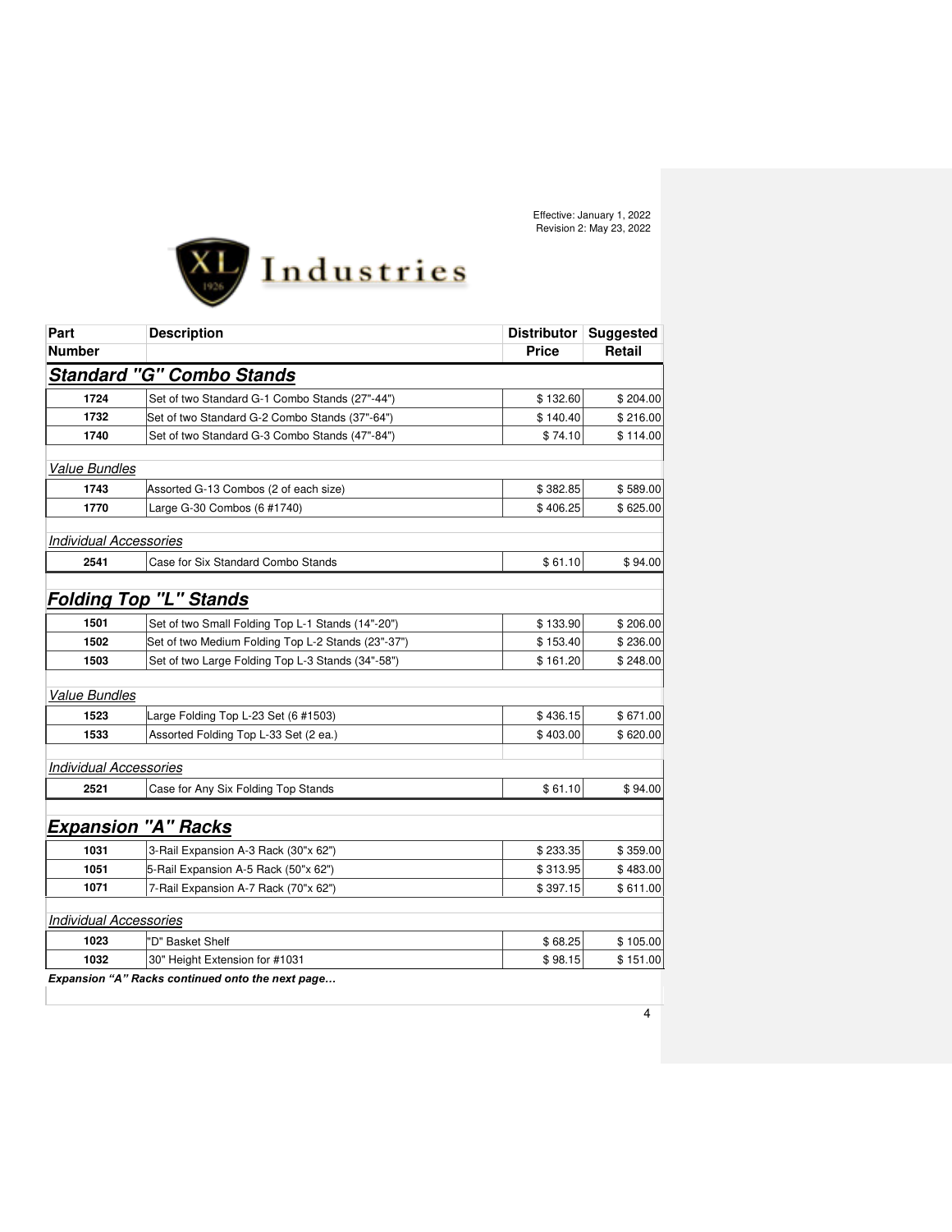Effective: January 1, 2022
Revision 2: May 23, 2022

XL Industries

| Part Number | Description | Distributor Price | Suggested Retail |
|---|---|---|---|
| ***Standard "G" Combo Stands*** | | | |
| 1724 | Set of two Standard G-1 Combo Stands (27"-44") | $ 132.60 | $ 204.00 |
| 1732 | Set of two Standard G-2 Combo Stands (37"-64") | $ 140.40 | $ 216.00 |
| 1740 | Set of two Standard G-3 Combo Stands (47"-84") | $ 74.10 | $ 114.00 |
| *Value Bundles* | | | |
| 1743 | Assorted G-13 Combos (2 of each size) | $ 382.85 | $ 589.00 |
| 1770 | Large G-30 Combos (6 #1740) | $ 406.25 | $ 625.00 |
| *Individual Accessories* | | | |
| 2541 | Case for Six Standard Combo Stands | $ 61.10 | $ 94.00 |
| ***Folding Top "L" Stands*** | | | |
| 1501 | Set of two Small Folding Top L-1 Stands (14"-20") | $ 133.90 | $ 206.00 |
| 1502 | Set of two Medium Folding Top L-2 Stands (23"-37") | $ 153.40 | $ 236.00 |
| 1503 | Set of two Large Folding Top L-3 Stands (34"-58") | $ 161.20 | $ 248.00 |
| *Value Bundles* | | | |
| 1523 | Large Folding Top L-23 Set (6 #1503) | $ 436.15 | $ 671.00 |
| 1533 | Assorted Folding Top L-33 Set (2 ea.) | $ 403.00 | $ 620.00 |
| *Individual Accessories* | | | |
| 2521 | Case for Any Six Folding Top Stands | $ 61.10 | $ 94.00 |
| ***Expansion "A" Racks*** | | | |
| 1031 | 3-Rail Expansion A-3 Rack (30"x 62") | $ 233.35 | $ 359.00 |
| 1051 | 5-Rail Expansion A-5 Rack (50"x 62") | $ 313.95 | $ 483.00 |
| 1071 | 7-Rail Expansion A-7 Rack (70"x 62") | $ 397.15 | $ 611.00 |
| *Individual Accessories* | | | |
| 1023 | "D" Basket Shelf | $ 68.25 | $ 105.00 |
| 1032 | 30" Height Extension for #1031 | $ 98.15 | $ 151.00 |

***Expansion "A" Racks continued onto the next page…***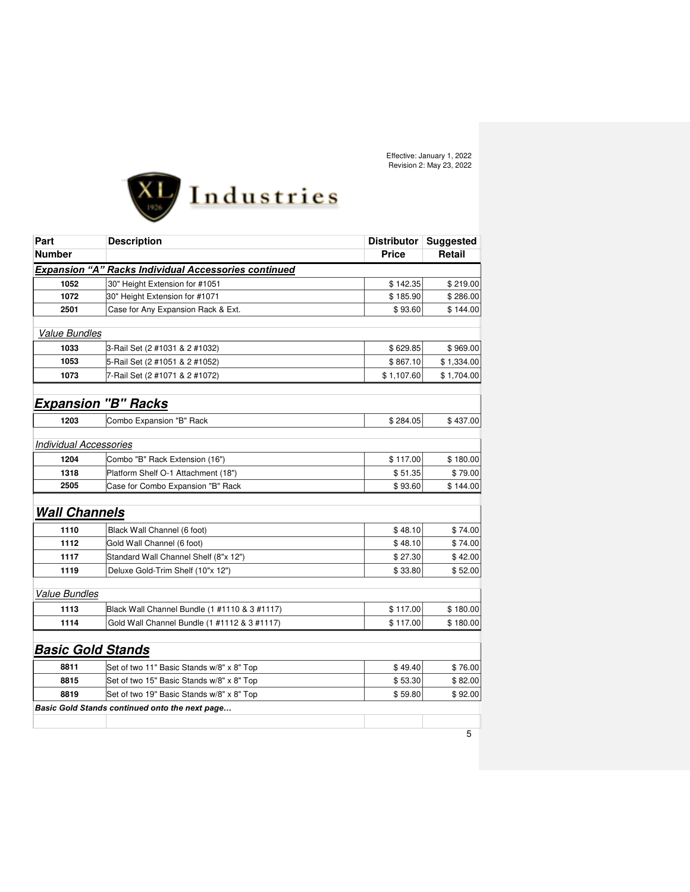Effective: January 1, 2022
Revision 2: May 23, 2022

XL Industries

| Part Number | Description | Distributor Price | Suggested Retail |
|---|---|---|---|
| ***Expansion "A" Racks Individual Accessories continued*** | | | |
| 1052 | 30" Height Extension for #1051 | $ 142.35 | $ 219.00 |
| 1072 | 30" Height Extension for #1071 | $ 185.90 | $ 286.00 |
| 2501 | Case for Any Expansion Rack & Ext. | $ 93.60 | $ 144.00 |
| *Value Bundles* | | | |
| 1033 | 3-Rail Set (2 #1031 & 2 #1032) | $ 629.85 | $ 969.00 |
| 1053 | 5-Rail Set (2 #1051 & 2 #1052) | $ 867.10 | $ 1,334.00 |
| 1073 | 7-Rail Set (2 #1071 & 2 #1072) | $ 1,107.60 | $ 1,704.00 |
| ***Expansion "B" Racks*** | | | |
| 1203 | Combo Expansion "B" Rack | $ 284.05 | $ 437.00 |
| *Individual Accessories* | | | |
| 1204 | Combo "B" Rack Extension (16") | $ 117.00 | $ 180.00 |
| 1318 | Platform Shelf O-1 Attachment (18") | $ 51.35 | $ 79.00 |
| 2505 | Case for Combo Expansion "B" Rack | $ 93.60 | $ 144.00 |
| ***Wall Channels*** | | | |
| 1110 | Black Wall Channel (6 foot) | $ 48.10 | $ 74.00 |
| 1112 | Gold Wall Channel (6 foot) | $ 48.10 | $ 74.00 |
| 1117 | Standard Wall Channel Shelf (8"x 12") | $ 27.30 | $ 42.00 |
| 1119 | Deluxe Gold-Trim Shelf (10"x 12") | $ 33.80 | $ 52.00 |
| *Value Bundles* | | | |
| 1113 | Black Wall Channel Bundle (1 #1110 & 3 #1117) | $ 117.00 | $ 180.00 |
| 1114 | Gold Wall Channel Bundle (1 #1112 & 3 #1117) | $ 117.00 | $ 180.00 |
| ***Basic Gold Stands*** | | | |
| 8811 | Set of two 11" Basic Stands w/8" x 8" Top | $ 49.40 | $ 76.00 |
| 8815 | Set of two 15" Basic Stands w/8" x 8" Top | $ 53.30 | $ 82.00 |
| 8819 | Set of two 19" Basic Stands w/8" x 8" Top | $ 59.80 | $ 92.00 |
| ***Basic Gold Stands continued onto the next page…*** | | | |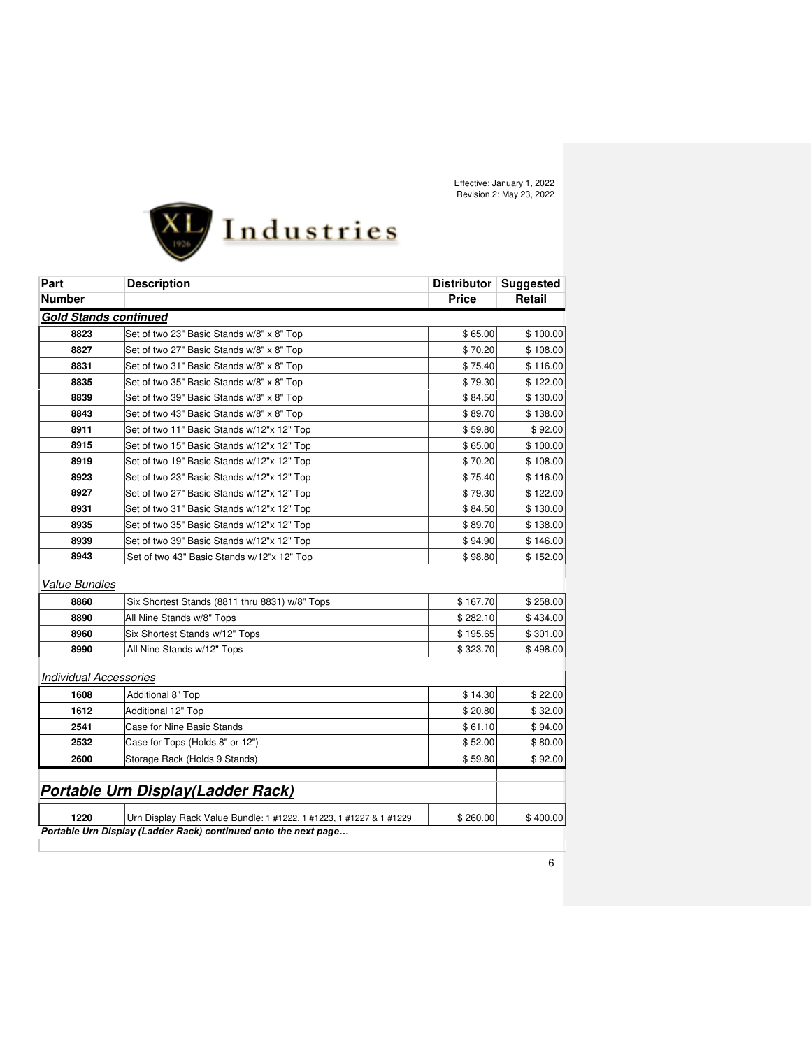Effective: January 1, 2022
Revision 2: May 23, 2022

XL Industries

| Part Number | Description | Distributor Price | Suggested Retail |
|---|---|---|---|
| ***Gold Stands continued*** | | | |
| **8823** | Set of two 23" Basic Stands w/8" x 8" Top | $ 65.00 | $ 100.00 |
| **8827** | Set of two 27" Basic Stands w/8" x 8" Top | $ 70.20 | $ 108.00 |
| **8831** | Set of two 31" Basic Stands w/8" x 8" Top | $ 75.40 | $ 116.00 |
| **8835** | Set of two 35" Basic Stands w/8" x 8" Top | $ 79.30 | $ 122.00 |
| **8839** | Set of two 39" Basic Stands w/8" x 8" Top | $ 84.50 | $ 130.00 |
| **8843** | Set of two 43" Basic Stands w/8" x 8" Top | $ 89.70 | $ 138.00 |
| **8911** | Set of two 11" Basic Stands w/12"x 12" Top | $ 59.80 | $ 92.00 |
| **8915** | Set of two 15" Basic Stands w/12"x 12" Top | $ 65.00 | $ 100.00 |
| **8919** | Set of two 19" Basic Stands w/12"x 12" Top | $ 70.20 | $ 108.00 |
| **8923** | Set of two 23" Basic Stands w/12"x 12" Top | $ 75.40 | $ 116.00 |
| **8927** | Set of two 27" Basic Stands w/12"x 12" Top | $ 79.30 | $ 122.00 |
| **8931** | Set of two 31" Basic Stands w/12"x 12" Top | $ 84.50 | $ 130.00 |
| **8935** | Set of two 35" Basic Stands w/12"x 12" Top | $ 89.70 | $ 138.00 |
| **8939** | Set of two 39" Basic Stands w/12"x 12" Top | $ 94.90 | $ 146.00 |
| **8943** | Set of two 43" Basic Stands w/12"x 12" Top | $ 98.80 | $ 152.00 |
| *Value Bundles* | | | |
| **8860** | Six Shortest Stands (8811 thru 8831) w/8" Tops | $ 167.70 | $ 258.00 |
| **8890** | All Nine Stands w/8" Tops | $ 282.10 | $ 434.00 |
| **8960** | Six Shortest Stands w/12" Tops | $ 195.65 | $ 301.00 |
| **8990** | All Nine Stands w/12" Tops | $ 323.70 | $ 498.00 |
| *Individual Accessories* | | | |
| **1608** | Additional 8" Top | $ 14.30 | $ 22.00 |
| **1612** | Additional 12" Top | $ 20.80 | $ 32.00 |
| **2541** | Case for Nine Basic Stands | $ 61.10 | $ 94.00 |
| **2532** | Case for Tops (Holds 8" or 12") | $ 52.00 | $ 80.00 |
| **2600** | Storage Rack (Holds 9 Stands) | $ 59.80 | $ 92.00 |

## ***Portable Urn Display(Ladder Rack)***

| Part Number | Description | Distributor Price | Suggested Retail |
|---|---|---|---|
| **1220** | Urn Display Rack Value Bundle: 1 #1222, 1 #1223, 1 #1227 & 1 #1229 | $ 260.00 | $ 400.00 |

***Portable Urn Display (Ladder Rack) continued onto the next page…***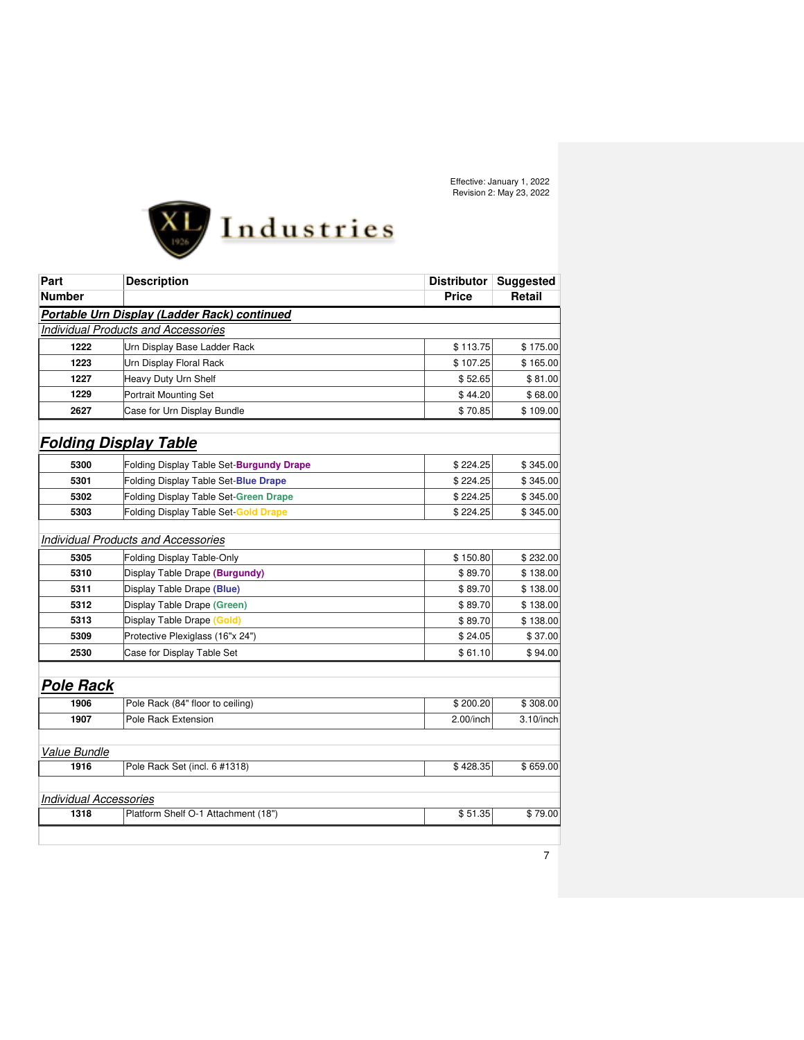Effective: January 1, 2022
Revision 2: May 23, 2022

XL Industries

| Part Number | Description | Distributor Price | Suggested Retail |
|---|---|---|---|
| ***Portable Urn Display (Ladder Rack) continued*** | | | |
| *Individual Products and Accessories* | | | |
| **1222** | Urn Display Base Ladder Rack | $ 113.75 | $ 175.00 |
| **1223** | Urn Display Floral Rack | $ 107.25 | $ 165.00 |
| **1227** | Heavy Duty Urn Shelf | $ 52.65 | $ 81.00 |
| **1229** | Portrait Mounting Set | $ 44.20 | $ 68.00 |
| **2627** | Case for Urn Display Bundle | $ 70.85 | $ 109.00 |
| ***Folding Display Table*** | | | |
| **5300** | Folding Display Table Set-**Burgundy Drape** | $ 224.25 | $ 345.00 |
| **5301** | Folding Display Table Set-**Blue Drape** | $ 224.25 | $ 345.00 |
| **5302** | Folding Display Table Set-**Green Drape** | $ 224.25 | $ 345.00 |
| **5303** | Folding Display Table Set-**Gold Drape** | $ 224.25 | $ 345.00 |
| *Individual Products and Accessories* | | | |
| **5305** | Folding Display Table-Only | $ 150.80 | $ 232.00 |
| **5310** | Display Table Drape **(Burgundy)** | $ 89.70 | $ 138.00 |
| **5311** | Display Table Drape **(Blue)** | $ 89.70 | $ 138.00 |
| **5312** | Display Table Drape **(Green)** | $ 89.70 | $ 138.00 |
| **5313** | Display Table Drape **(Gold)** | $ 89.70 | $ 138.00 |
| **5309** | Protective Plexiglass (16"x 24") | $ 24.05 | $ 37.00 |
| **2530** | Case for Display Table Set | $ 61.10 | $ 94.00 |
| ***Pole Rack*** | | | |
| **1906** | Pole Rack (84" floor to ceiling) | $ 200.20 | $ 308.00 |
| **1907** | Pole Rack Extension | 2.00/inch | 3.10/inch |
| *Value Bundle* | | | |
| **1916** | Pole Rack Set (incl. 6 #1318) | $ 428.35 | $ 659.00 |
| *Individual Accessories* | | | |
| **1318** | Platform Shelf O-1 Attachment (18") | $ 51.35 | $ 79.00 |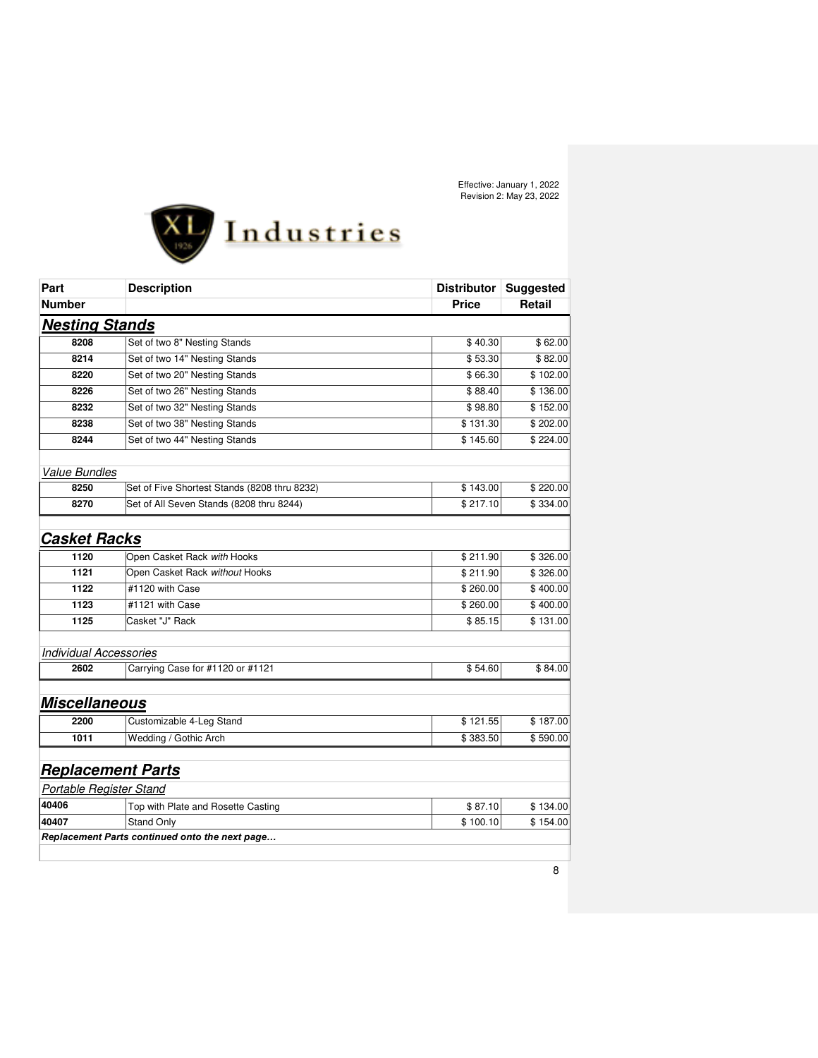Effective: January 1, 2022
Revision 2: May 23, 2022

XL Industries

| Part Number | Description | Distributor Price | Suggested Retail |
|---|---|---|---|
| ***Nesting Stands*** | | | |
| 8208 | Set of two 8" Nesting Stands | $ 40.30 | $ 62.00 |
| 8214 | Set of two 14" Nesting Stands | $ 53.30 | $ 82.00 |
| 8220 | Set of two 20" Nesting Stands | $ 66.30 | $ 102.00 |
| 8226 | Set of two 26" Nesting Stands | $ 88.40 | $ 136.00 |
| 8232 | Set of two 32" Nesting Stands | $ 98.80 | $ 152.00 |
| 8238 | Set of two 38" Nesting Stands | $ 131.30 | $ 202.00 |
| 8244 | Set of two 44" Nesting Stands | $ 145.60 | $ 224.00 |
| *Value Bundles* | | | |
| 8250 | Set of Five Shortest Stands (8208 thru 8232) | $ 143.00 | $ 220.00 |
| 8270 | Set of All Seven Stands (8208 thru 8244) | $ 217.10 | $ 334.00 |
| ***Casket Racks*** | | | |
| 1120 | Open Casket Rack *with* Hooks | $ 211.90 | $ 326.00 |
| 1121 | Open Casket Rack *without* Hooks | $ 211.90 | $ 326.00 |
| 1122 | #1120 with Case | $ 260.00 | $ 400.00 |
| 1123 | #1121 with Case | $ 260.00 | $ 400.00 |
| 1125 | Casket "J" Rack | $ 85.15 | $ 131.00 |
| *Individual Accessories* | | | |
| 2602 | Carrying Case for #1120 or #1121 | $ 54.60 | $ 84.00 |
| ***Miscellaneous*** | | | |
| 2200 | Customizable 4-Leg Stand | $ 121.55 | $ 187.00 |
| 1011 | Wedding / Gothic Arch | $ 383.50 | $ 590.00 |
| ***Replacement Parts*** | | | |
| *Portable Register Stand* | | | |
| 40406 | Top with Plate and Rosette Casting | $ 87.10 | $ 134.00 |
| 40407 | Stand Only | $ 100.10 | $ 154.00 |
| ***Replacement Parts continued onto the next page…*** | | | |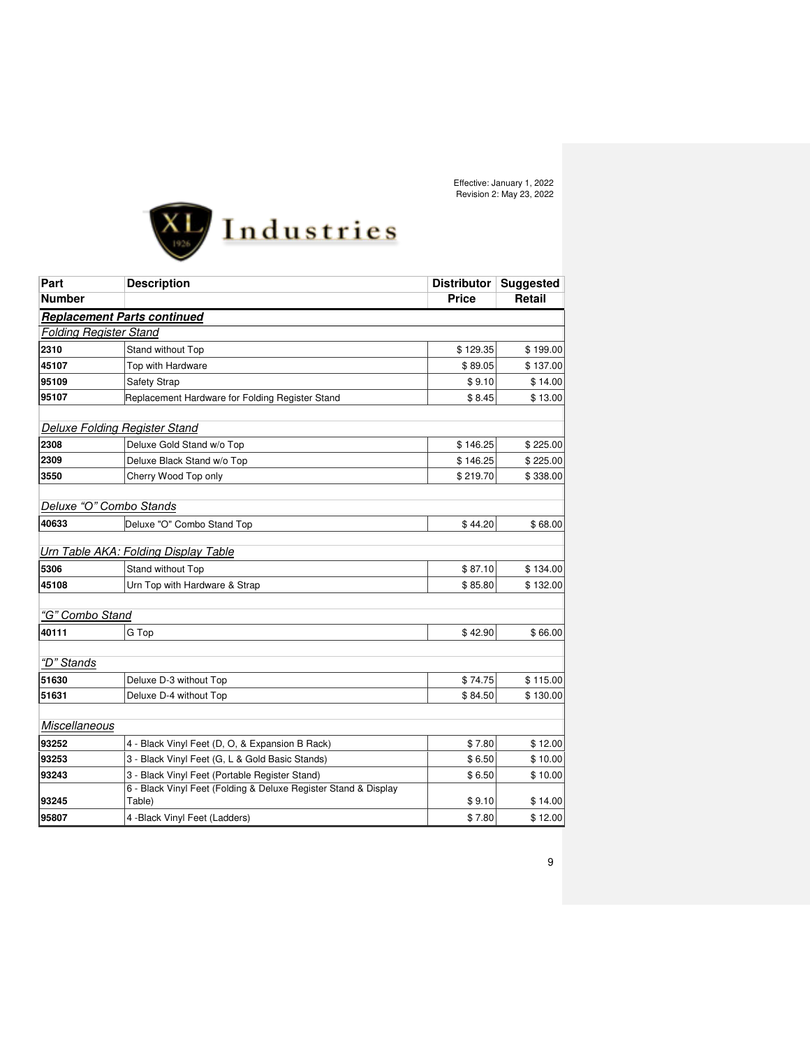Effective: January 1, 2022
Revision 2: May 23, 2022

XL Industries

| Part Number | Description | Distributor Price | Suggested Retail |
|---|---|---|---|
| ***Replacement Parts continued*** | | | |
| *Folding Register Stand* | | | |
| **2310** | Stand without Top | $ 129.35 | $ 199.00 |
| **45107** | Top with Hardware | $ 89.05 | $ 137.00 |
| **95109** | Safety Strap | $ 9.10 | $ 14.00 |
| **95107** | Replacement Hardware for Folding Register Stand | $ 8.45 | $ 13.00 |
| | | | |
| *Deluxe Folding Register Stand* | | | |
| **2308** | Deluxe Gold Stand w/o Top | $ 146.25 | $ 225.00 |
| **2309** | Deluxe Black Stand w/o Top | $ 146.25 | $ 225.00 |
| **3550** | Cherry Wood Top only | $ 219.70 | $ 338.00 |
| | | | |
| *Deluxe "O" Combo Stands* | | | |
| **40633** | Deluxe "O" Combo Stand Top | $ 44.20 | $ 68.00 |
| | | | |
| *Urn Table AKA: Folding Display Table* | | | |
| **5306** | Stand without Top | $ 87.10 | $ 134.00 |
| **45108** | Urn Top with Hardware & Strap | $ 85.80 | $ 132.00 |
| | | | |
| *"G" Combo Stand* | | | |
| **40111** | G Top | $ 42.90 | $ 66.00 |
| | | | |
| *"D" Stands* | | | |
| **51630** | Deluxe D-3 without Top | $ 74.75 | $ 115.00 |
| **51631** | Deluxe D-4 without Top | $ 84.50 | $ 130.00 |
| | | | |
| *Miscellaneous* | | | |
| **93252** | 4 - Black Vinyl Feet (D, O, & Expansion B Rack) | $ 7.80 | $ 12.00 |
| **93253** | 3 - Black Vinyl Feet (G, L & Gold Basic Stands) | $ 6.50 | $ 10.00 |
| **93243** | 3 - Black Vinyl Feet (Portable Register Stand) | $ 6.50 | $ 10.00 |
| **93245** | 6 - Black Vinyl Feet (Folding & Deluxe Register Stand & Display Table) | $ 9.10 | $ 14.00 |
| **95807** | 4 -Black Vinyl Feet (Ladders) | $ 7.80 | $ 12.00 |